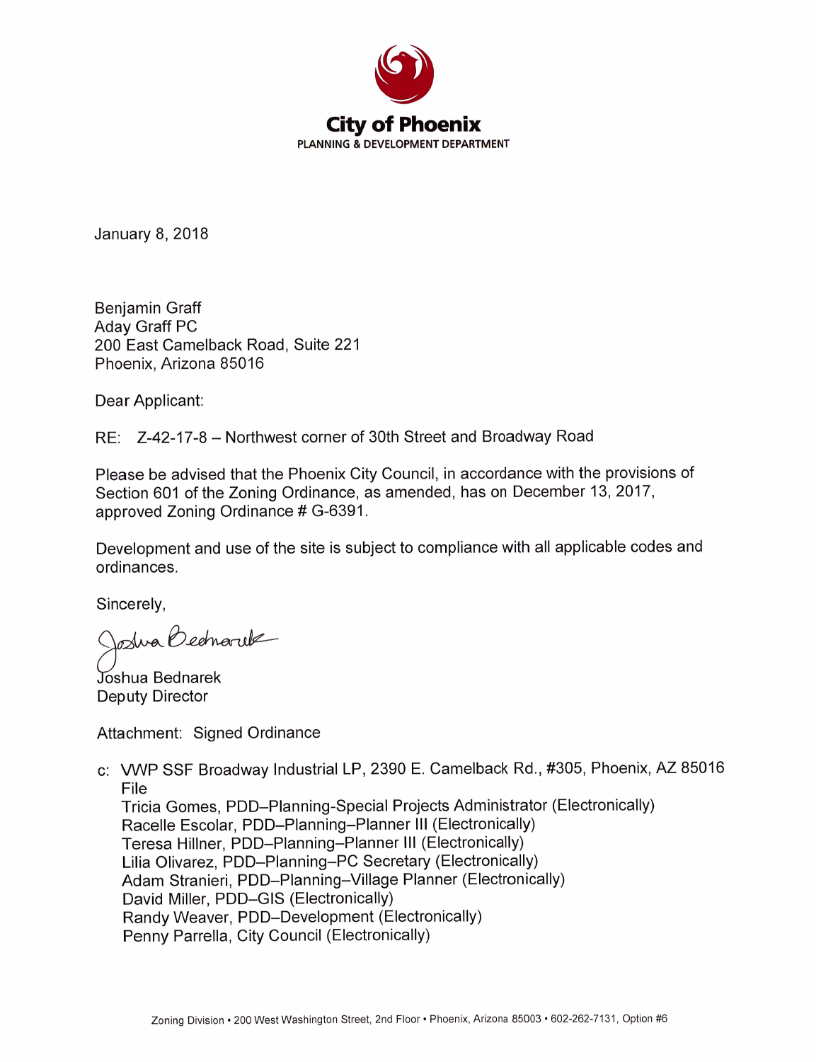# City of Phoenix

PLANNING & DEVELOPMENT DEPARTMENT

January 8, 2018

Benjamin Graff
Aday Graff PC
200 East Camelback Road, Suite 221
Phoenix, Arizona 85016

Dear Applicant:

RE: Z-42-17-8 – Northwest corner of 30th Street and Broadway Road

Please be advised that the Phoenix City Council, in accordance with the provisions of Section 601 of the Zoning Ordinance, as amended, has on December 13, 2017, approved Zoning Ordinance # G-6391.

Development and use of the site is subject to compliance with all applicable codes and ordinances.

Sincerely,

Joshua Bednarek
Deputy Director

Attachment: Signed Ordinance

c: VWP SSF Broadway Industrial LP, 2390 E. Camelback Rd., #305, Phoenix, AZ 85016
File
Tricia Gomes, PDD–Planning-Special Projects Administrator (Electronically)
Racelle Escolar, PDD–Planning–Planner III (Electronically)
Teresa Hillner, PDD–Planning–Planner III (Electronically)
Lilia Olivarez, PDD–Planning–PC Secretary (Electronically)
Adam Stranieri, PDD–Planning–Village Planner (Electronically)
David Miller, PDD–GIS (Electronically)
Randy Weaver, PDD–Development (Electronically)
Penny Parrella, City Council (Electronically)

Zoning Division • 200 West Washington Street, 2nd Floor • Phoenix, Arizona 85003 • 602-262-7131, Option #6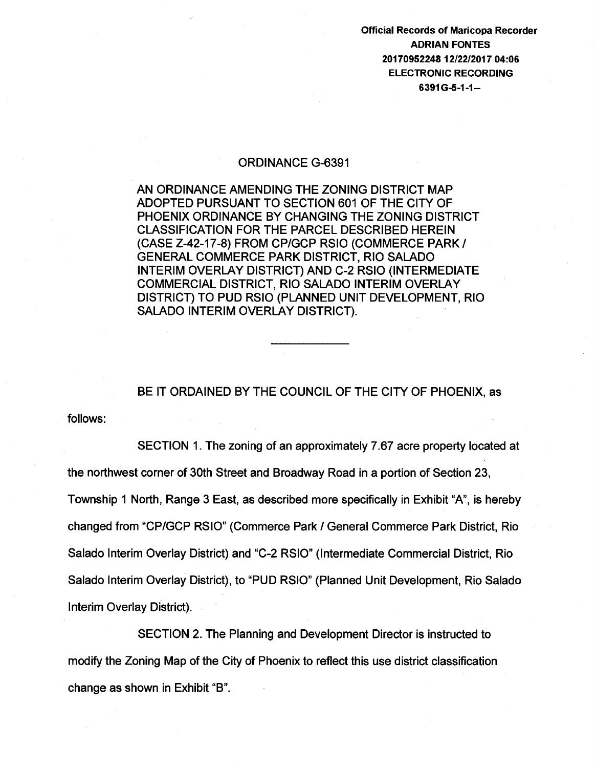**Official Records of Maricopa Recorder**
**ADRIAN FONTES**
**20170952248 12/22/2017 04:06**
**ELECTRONIC RECORDING**
**6391G-5-1-1--**

# ORDINANCE G-6391

AN ORDINANCE AMENDING THE ZONING DISTRICT MAP ADOPTED PURSUANT TO SECTION 601 OF THE CITY OF PHOENIX ORDINANCE BY CHANGING THE ZONING DISTRICT CLASSIFICATION FOR THE PARCEL DESCRIBED HEREIN (CASE Z-42-17-8) FROM CP/GCP RSIO (COMMERCE PARK / GENERAL COMMERCE PARK DISTRICT, RIO SALADO INTERIM OVERLAY DISTRICT) AND C-2 RSIO (INTERMEDIATE COMMERCIAL DISTRICT, RIO SALADO INTERIM OVERLAY DISTRICT) TO PUD RSIO (PLANNED UNIT DEVELOPMENT, RIO SALADO INTERIM OVERLAY DISTRICT).

---

BE IT ORDAINED BY THE COUNCIL OF THE CITY OF PHOENIX, as follows:

SECTION 1. The zoning of an approximately 7.67 acre property located at the northwest corner of 30th Street and Broadway Road in a portion of Section 23, Township 1 North, Range 3 East, as described more specifically in Exhibit "A", is hereby changed from "CP/GCP RSIO" (Commerce Park / General Commerce Park District, Rio Salado Interim Overlay District) and "C-2 RSIO" (Intermediate Commercial District, Rio Salado Interim Overlay District), to "PUD RSIO" (Planned Unit Development, Rio Salado Interim Overlay District).

SECTION 2. The Planning and Development Director is instructed to modify the Zoning Map of the City of Phoenix to reflect this use district classification change as shown in Exhibit "B".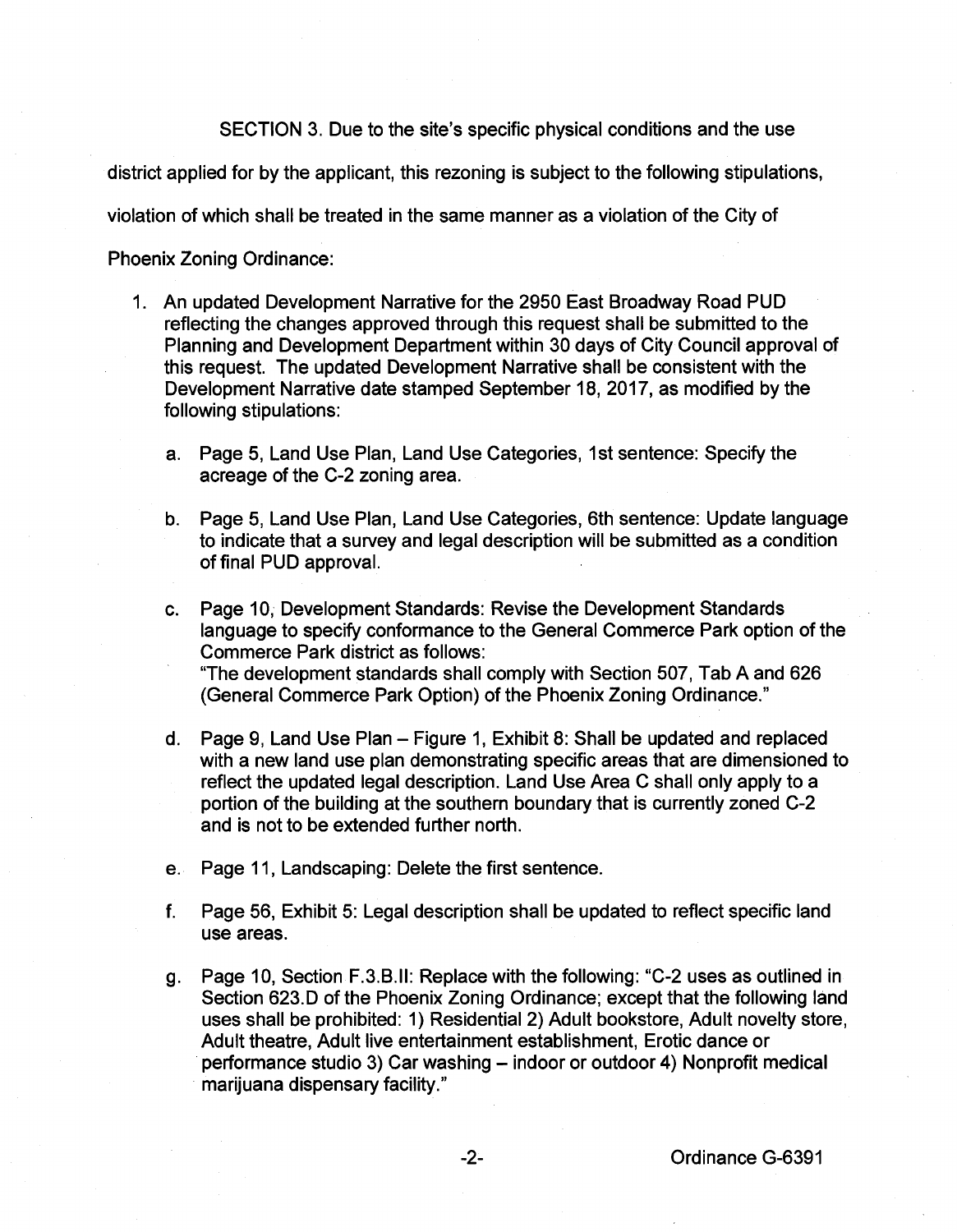SECTION 3. Due to the site's specific physical conditions and the use district applied for by the applicant, this rezoning is subject to the following stipulations, violation of which shall be treated in the same manner as a violation of the City of Phoenix Zoning Ordinance:

1. An updated Development Narrative for the 2950 East Broadway Road PUD reflecting the changes approved through this request shall be submitted to the Planning and Development Department within 30 days of City Council approval of this request. The updated Development Narrative shall be consistent with the Development Narrative date stamped September 18, 2017, as modified by the following stipulations:

   a. Page 5, Land Use Plan, Land Use Categories, 1st sentence: Specify the acreage of the C-2 zoning area.

   b. Page 5, Land Use Plan, Land Use Categories, 6th sentence: Update language to indicate that a survey and legal description will be submitted as a condition of final PUD approval.

   c. Page 10, Development Standards: Revise the Development Standards language to specify conformance to the General Commerce Park option of the Commerce Park district as follows:
   "The development standards shall comply with Section 507, Tab A and 626 (General Commerce Park Option) of the Phoenix Zoning Ordinance."

   d. Page 9, Land Use Plan – Figure 1, Exhibit 8: Shall be updated and replaced with a new land use plan demonstrating specific areas that are dimensioned to reflect the updated legal description. Land Use Area C shall only apply to a portion of the building at the southern boundary that is currently zoned C-2 and is not to be extended further north.

   e. Page 11, Landscaping: Delete the first sentence.

   f. Page 56, Exhibit 5: Legal description shall be updated to reflect specific land use areas.

   g. Page 10, Section F.3.B.II: Replace with the following: "C-2 uses as outlined in Section 623.D of the Phoenix Zoning Ordinance; except that the following land uses shall be prohibited: 1) Residential 2) Adult bookstore, Adult novelty store, Adult theatre, Adult live entertainment establishment, Erotic dance or performance studio 3) Car washing – indoor or outdoor 4) Nonprofit medical marijuana dispensary facility."

Ordinance G-6391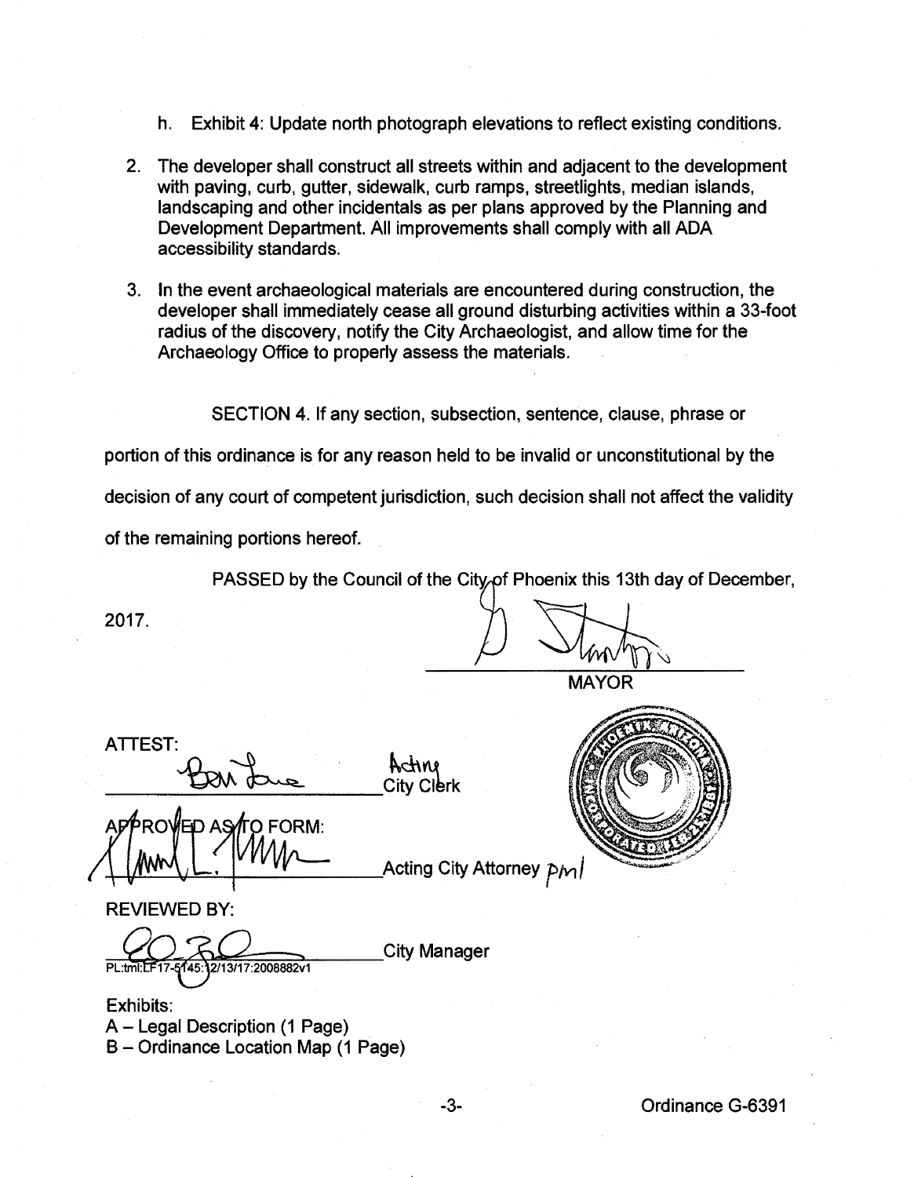h. Exhibit 4: Update north photograph elevations to reflect existing conditions.

2. The developer shall construct all streets within and adjacent to the development with paving, curb, gutter, sidewalk, curb ramps, streetlights, median islands, landscaping and other incidentals as per plans approved by the Planning and Development Department. All improvements shall comply with all ADA accessibility standards.

3. In the event archaeological materials are encountered during construction, the developer shall immediately cease all ground disturbing activities within a 33-foot radius of the discovery, notify the City Archaeologist, and allow time for the Archaeology Office to properly assess the materials.

SECTION 4. If any section, subsection, sentence, clause, phrase or portion of this ordinance is for any reason held to be invalid or unconstitutional by the decision of any court of competent jurisdiction, such decision shall not affect the validity of the remaining portions hereof.

PASSED by the Council of the City of Phoenix this 13th day of December, 2017.

\_\_\_\_\_\_\_\_\_\_\_\_\_\_\_\_\_\_\_\_\_\_\_\_
MAYOR

ATTEST:

\_\_\_\_\_\_\_\_\_\_\_\_\_\_\_\_\_\_\_\_\_\_\_\_ Acting City Clerk

APPROVED AS TO FORM:

\_\_\_\_\_\_\_\_\_\_\_\_\_\_\_\_\_\_\_\_\_\_\_\_ Acting City Attorney pml

REVIEWED BY:

\_\_\_\_\_\_\_\_\_\_\_\_\_\_\_\_\_\_\_\_\_\_\_\_ City Manager

PL:tml:LF17-5145:12/13/17:2008882v1

Exhibits:
A – Legal Description (1 Page)
B – Ordinance Location Map (1 Page)

Ordinance G-6391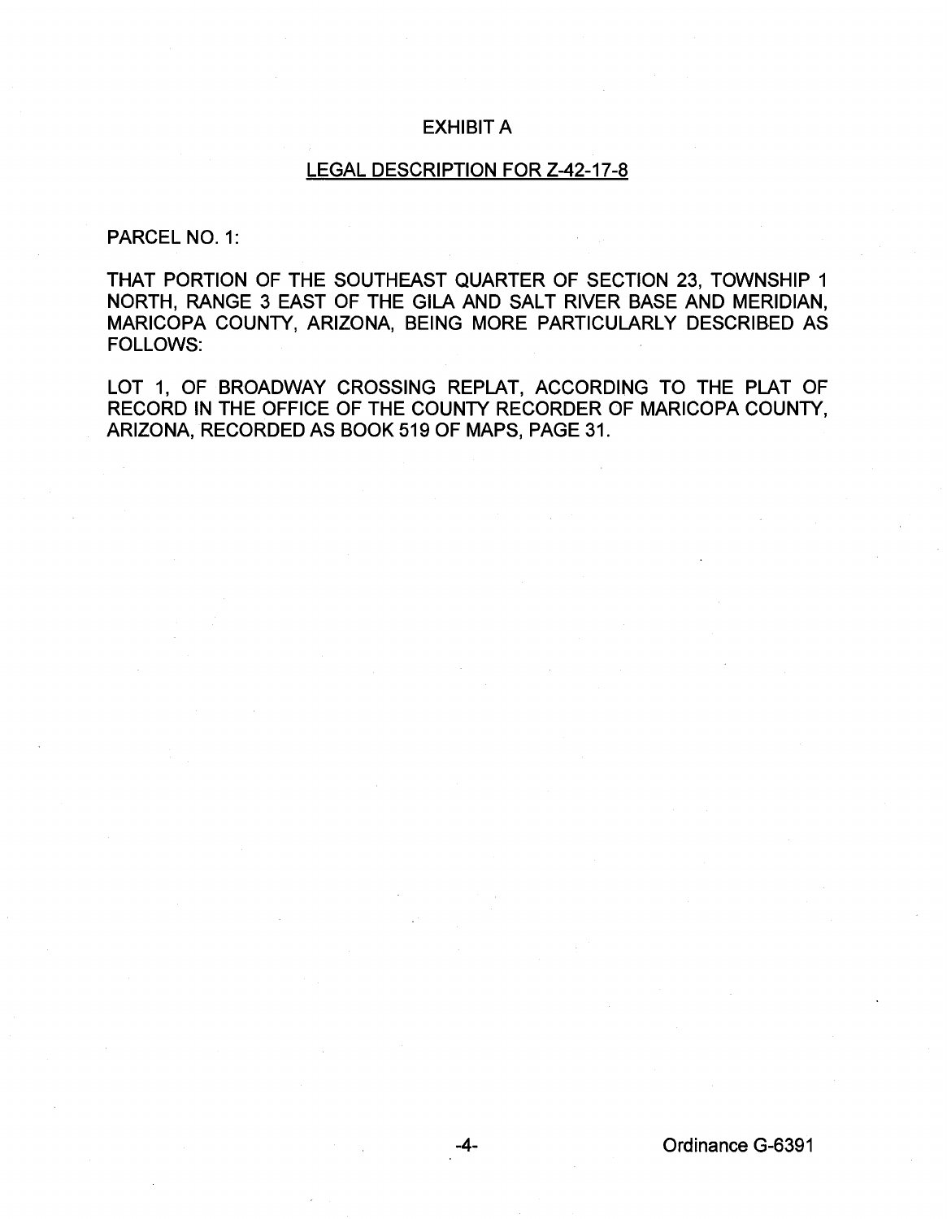# EXHIBIT A

## LEGAL DESCRIPTION FOR Z-42-17-8

PARCEL NO. 1:

THAT PORTION OF THE SOUTHEAST QUARTER OF SECTION 23, TOWNSHIP 1 NORTH, RANGE 3 EAST OF THE GILA AND SALT RIVER BASE AND MERIDIAN, MARICOPA COUNTY, ARIZONA, BEING MORE PARTICULARLY DESCRIBED AS FOLLOWS:

LOT 1, OF BROADWAY CROSSING REPLAT, ACCORDING TO THE PLAT OF RECORD IN THE OFFICE OF THE COUNTY RECORDER OF MARICOPA COUNTY, ARIZONA, RECORDED AS BOOK 519 OF MAPS, PAGE 31.

Ordinance G-6391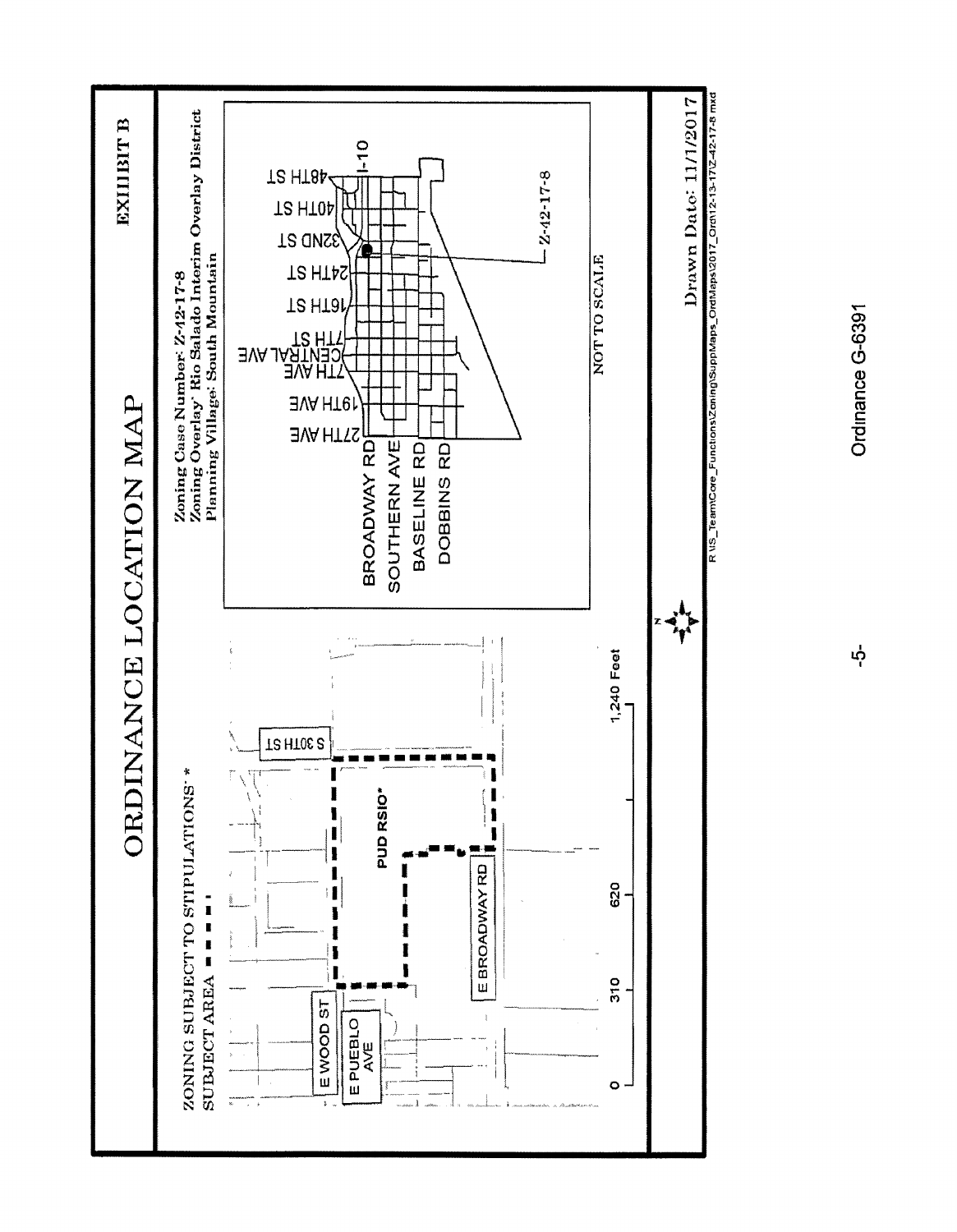# ORDINANCE LOCATION MAP

EXHIBIT B

ZONING SUBJECT TO STIPULATIONS: *

SUBJECT AREA ■ ■ ■ ■

E WOOD ST

E PUEBLO AVE

S 30TH ST

PUD RSIO*

E BROADWAY RD

0 310 620 1,240 Feet

Zoning Case Number: Z-42-17-8
Zoning Overlay: Rio Salado Interim Overlay District
Planning Village: South Mountain

48TH ST
40TH ST
32ND ST
24TH ST
16TH ST
7TH ST
CENTRAL AVE
7TH AVE
19TH AVE
27TH AVE
I-10
BROADWAY RD
SOUTHERN AVE
BASELINE RD
DOBBINS RD
Z-42-17-8

NOT TO SCALE

Drawn Date: 11/1/2017

R:\IS_Team\Core_Functions\Zoning\SuppMaps_OrdMaps\2017_Ord\12-13-17\Z-42-17-8.mxd

Ordinance G-6391